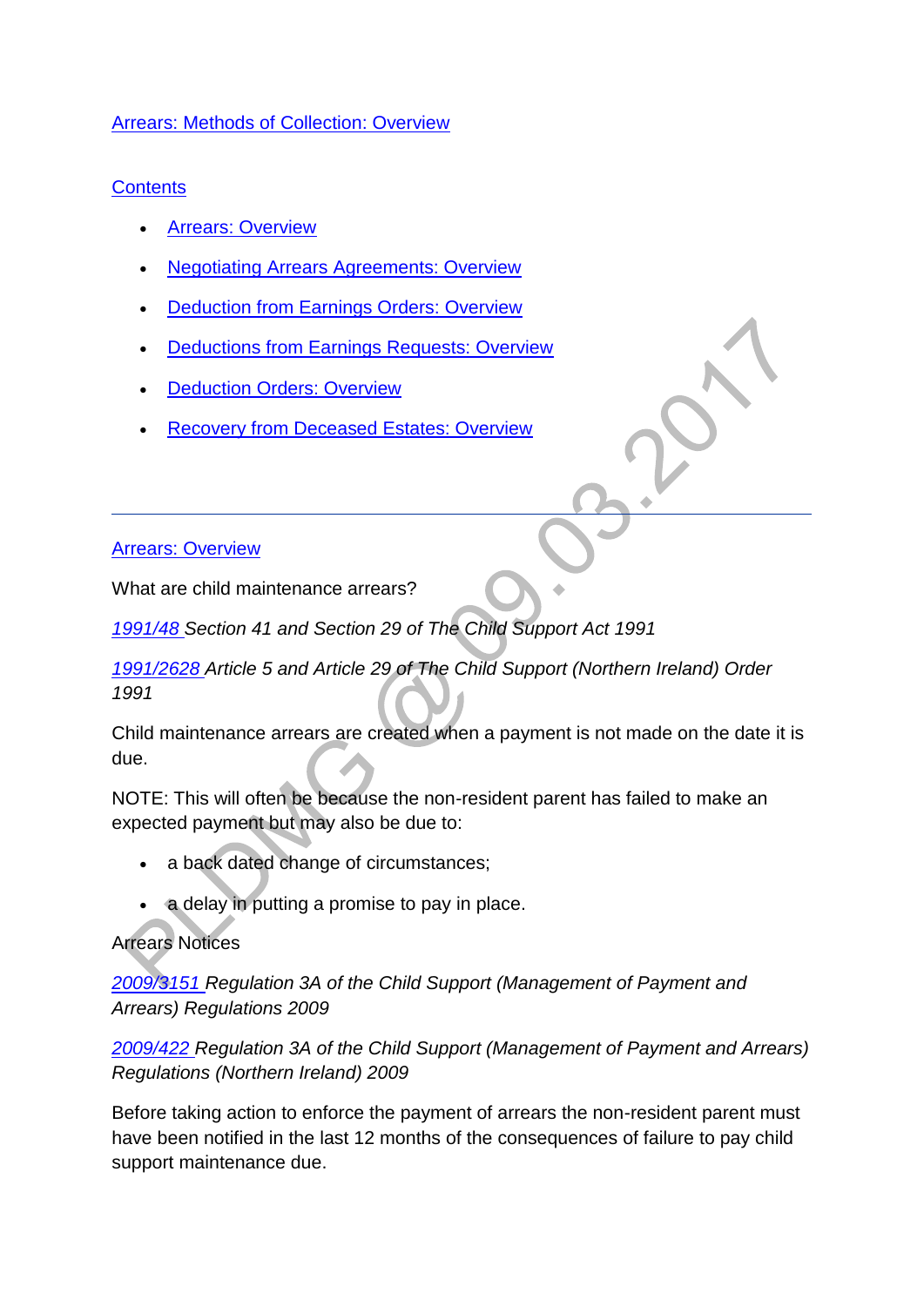# Arrears: Methods of Collection: Overview

## Contents

- Arrears: Overview
- Negotiating Arrears Agreements: Overview
- Deduction from Earnings Orders: Overview
- Deductions from Earnings Requests: Overview
- Deduction Orders: Overview
- Recovery from Deceased Estates: Overview

---

## Arrears: Overview

What are child maintenance arrears?

*1991/48 Section 41 and Section 29 of The Child Support Act 1991*

*1991/2628 Article 5 and Article 29 of The Child Support (Northern Ireland) Order 1991*

Child maintenance arrears are created when a payment is not made on the date it is due.

NOTE: This will often be because the non-resident parent has failed to make an expected payment but may also be due to:

- a back dated change of circumstances;
- a delay in putting a promise to pay in place.

Arrears Notices

*2009/3151 Regulation 3A of the Child Support (Management of Payment and Arrears) Regulations 2009*

*2009/422 Regulation 3A of the Child Support (Management of Payment and Arrears) Regulations (Northern Ireland) 2009*

Before taking action to enforce the payment of arrears the non-resident parent must have been notified in the last 12 months of the consequences of failure to pay child support maintenance due.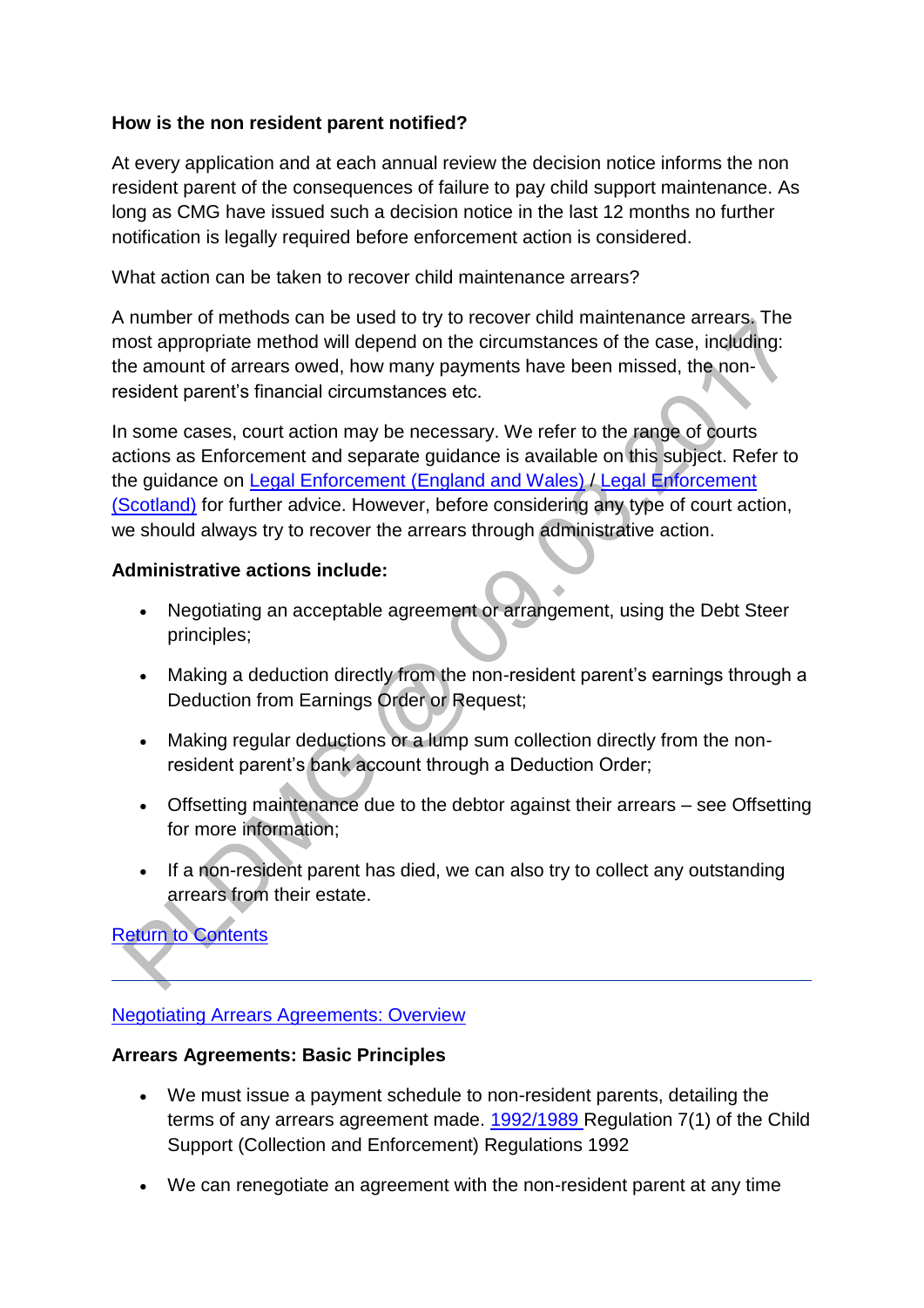**How is the non resident parent notified?**

At every application and at each annual review the decision notice informs the non resident parent of the consequences of failure to pay child support maintenance. As long as CMG have issued such a decision notice in the last 12 months no further notification is legally required before enforcement action is considered.

What action can be taken to recover child maintenance arrears?

A number of methods can be used to try to recover child maintenance arrears. The most appropriate method will depend on the circumstances of the case, including: the amount of arrears owed, how many payments have been missed, the non-resident parent's financial circumstances etc.

In some cases, court action may be necessary. We refer to the range of courts actions as Enforcement and separate guidance is available on this subject. Refer to the guidance on Legal Enforcement (England and Wales) / Legal Enforcement (Scotland) for further advice. However, before considering any type of court action, we should always try to recover the arrears through administrative action.

**Administrative actions include:**

- Negotiating an acceptable agreement or arrangement, using the Debt Steer principles;
- Making a deduction directly from the non-resident parent's earnings through a Deduction from Earnings Order or Request;
- Making regular deductions or a lump sum collection directly from the non-resident parent's bank account through a Deduction Order;
- Offsetting maintenance due to the debtor against their arrears – see Offsetting for more information;
- If a non-resident parent has died, we can also try to collect any outstanding arrears from their estate.

Return to Contents

---

Negotiating Arrears Agreements: Overview

**Arrears Agreements: Basic Principles**

- We must issue a payment schedule to non-resident parents, detailing the terms of any arrears agreement made. 1992/1989 Regulation 7(1) of the Child Support (Collection and Enforcement) Regulations 1992
- We can renegotiate an agreement with the non-resident parent at any time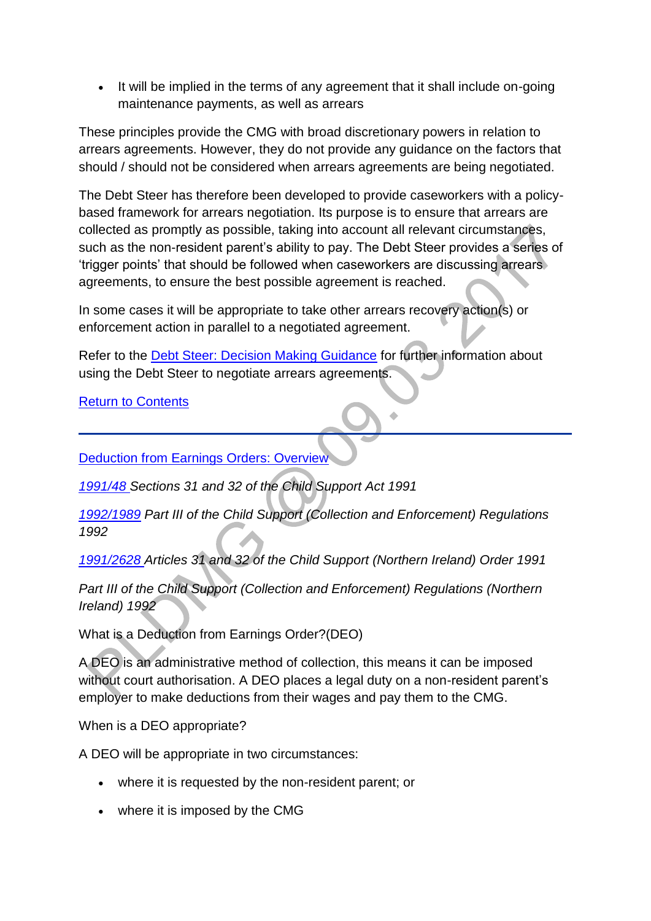- It will be implied in the terms of any agreement that it shall include on-going maintenance payments, as well as arrears

These principles provide the CMG with broad discretionary powers in relation to arrears agreements. However, they do not provide any guidance on the factors that should / should not be considered when arrears agreements are being negotiated.

The Debt Steer has therefore been developed to provide caseworkers with a policy-based framework for arrears negotiation. Its purpose is to ensure that arrears are collected as promptly as possible, taking into account all relevant circumstances, such as the non-resident parent's ability to pay. The Debt Steer provides a series of 'trigger points' that should be followed when caseworkers are discussing arrears agreements, to ensure the best possible agreement is reached.

In some cases it will be appropriate to take other arrears recovery action(s) or enforcement action in parallel to a negotiated agreement.

Refer to the Debt Steer: Decision Making Guidance for further information about using the Debt Steer to negotiate arrears agreements.

Return to Contents

---

Deduction from Earnings Orders: Overview

*1991/48 Sections 31 and 32 of the Child Support Act 1991*

*1992/1989 Part III of the Child Support (Collection and Enforcement) Regulations 1992*

*1991/2628 Articles 31 and 32 of the Child Support (Northern Ireland) Order 1991*

*Part III of the Child Support (Collection and Enforcement) Regulations (Northern Ireland) 1992*

What is a Deduction from Earnings Order?(DEO)

A DEO is an administrative method of collection, this means it can be imposed without court authorisation. A DEO places a legal duty on a non-resident parent's employer to make deductions from their wages and pay them to the CMG.

When is a DEO appropriate?

A DEO will be appropriate in two circumstances:

- where it is requested by the non-resident parent; or
- where it is imposed by the CMG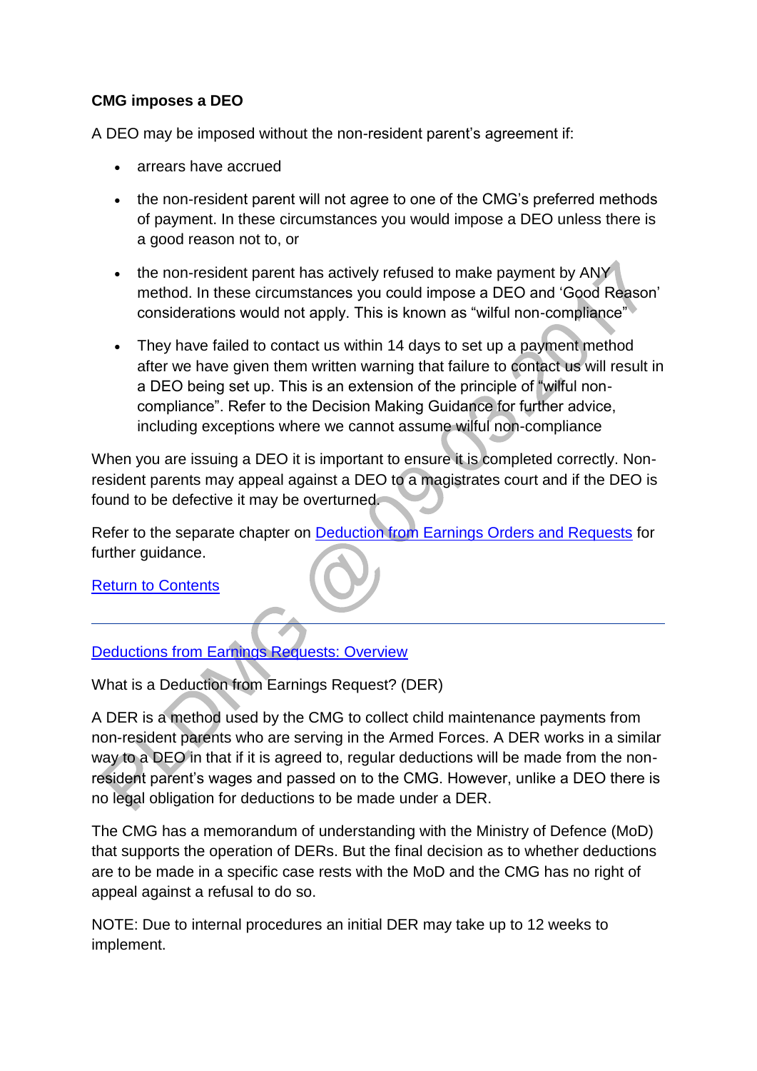**CMG imposes a DEO**

A DEO may be imposed without the non-resident parent's agreement if:

- arrears have accrued
- the non-resident parent will not agree to one of the CMG's preferred methods of payment. In these circumstances you would impose a DEO unless there is a good reason not to, or
- the non-resident parent has actively refused to make payment by ANY method. In these circumstances you could impose a DEO and 'Good Reason' considerations would not apply. This is known as "wilful non-compliance"
- They have failed to contact us within 14 days to set up a payment method after we have given them written warning that failure to contact us will result in a DEO being set up. This is an extension of the principle of "wilful non-compliance". Refer to the Decision Making Guidance for further advice, including exceptions where we cannot assume wilful non-compliance

When you are issuing a DEO it is important to ensure it is completed correctly. Non-resident parents may appeal against a DEO to a magistrates court and if the DEO is found to be defective it may be overturned.

Refer to the separate chapter on [Deduction from Earnings Orders and Requests] for further guidance.

[Return to Contents]

---

[Deductions from Earnings Requests: Overview]

What is a Deduction from Earnings Request? (DER)

A DER is a method used by the CMG to collect child maintenance payments from non-resident parents who are serving in the Armed Forces. A DER works in a similar way to a DEO in that if it is agreed to, regular deductions will be made from the non-resident parent's wages and passed on to the CMG. However, unlike a DEO there is no legal obligation for deductions to be made under a DER.

The CMG has a memorandum of understanding with the Ministry of Defence (MoD) that supports the operation of DERs. But the final decision as to whether deductions are to be made in a specific case rests with the MoD and the CMG has no right of appeal against a refusal to do so.

NOTE: Due to internal procedures an initial DER may take up to 12 weeks to implement.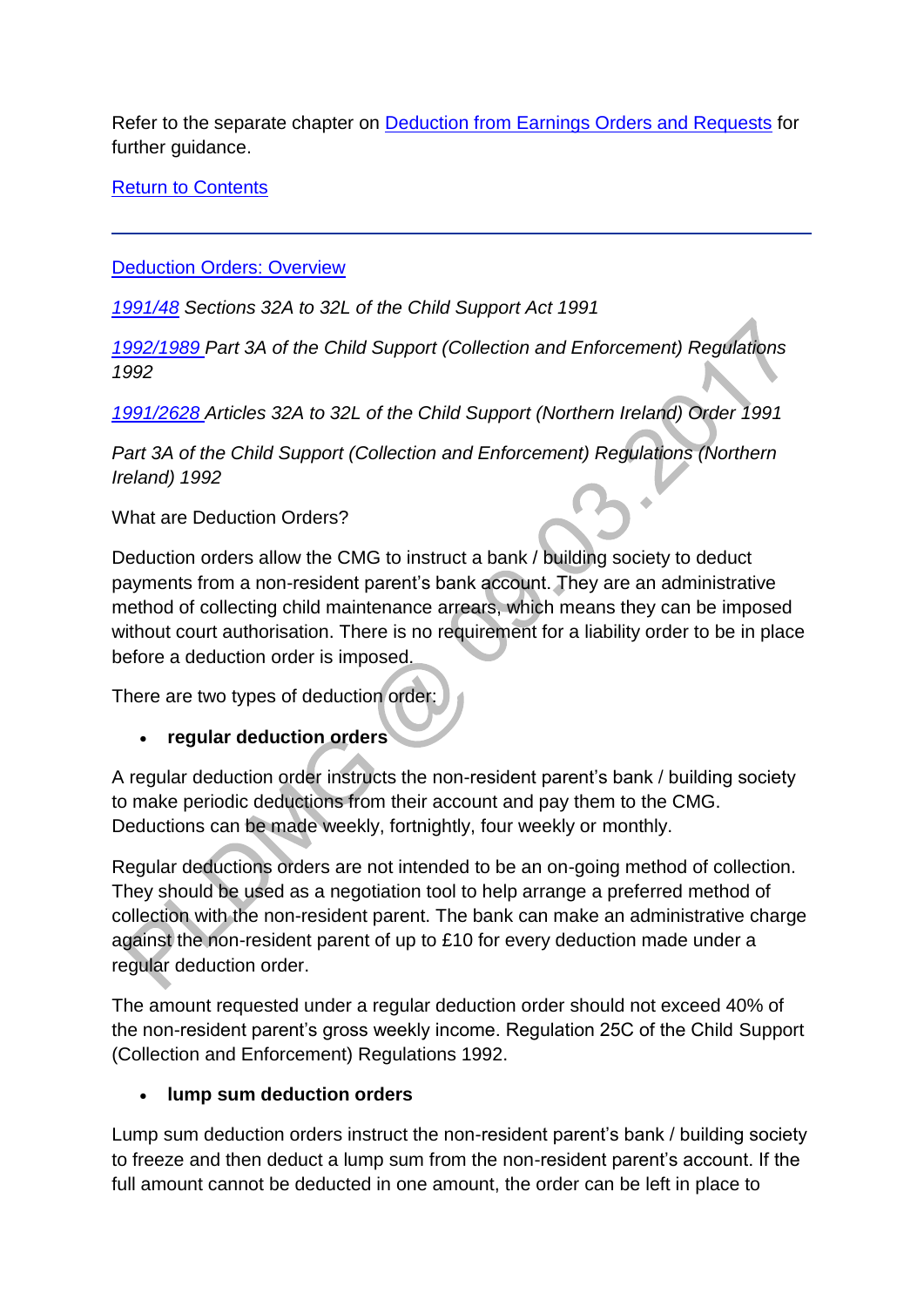Refer to the separate chapter on [Deduction from Earnings Orders and Requests] for further guidance.

[Return to Contents]

---

[Deduction Orders: Overview]

*[1991/48] Sections 32A to 32L of the Child Support Act 1991*

*[1992/1989] Part 3A of the Child Support (Collection and Enforcement) Regulations 1992*

*[1991/2628] Articles 32A to 32L of the Child Support (Northern Ireland) Order 1991*

*Part 3A of the Child Support (Collection and Enforcement) Regulations (Northern Ireland) 1992*

What are Deduction Orders?

Deduction orders allow the CMG to instruct a bank / building society to deduct payments from a non-resident parent's bank account. They are an administrative method of collecting child maintenance arrears, which means they can be imposed without court authorisation. There is no requirement for a liability order to be in place before a deduction order is imposed.

There are two types of deduction order:

- **regular deduction orders**

A regular deduction order instructs the non-resident parent's bank / building society to make periodic deductions from their account and pay them to the CMG. Deductions can be made weekly, fortnightly, four weekly or monthly.

Regular deductions orders are not intended to be an on-going method of collection. They should be used as a negotiation tool to help arrange a preferred method of collection with the non-resident parent. The bank can make an administrative charge against the non-resident parent of up to £10 for every deduction made under a regular deduction order.

The amount requested under a regular deduction order should not exceed 40% of the non-resident parent's gross weekly income. Regulation 25C of the Child Support (Collection and Enforcement) Regulations 1992.

- **lump sum deduction orders**

Lump sum deduction orders instruct the non-resident parent's bank / building society to freeze and then deduct a lump sum from the non-resident parent's account. If the full amount cannot be deducted in one amount, the order can be left in place to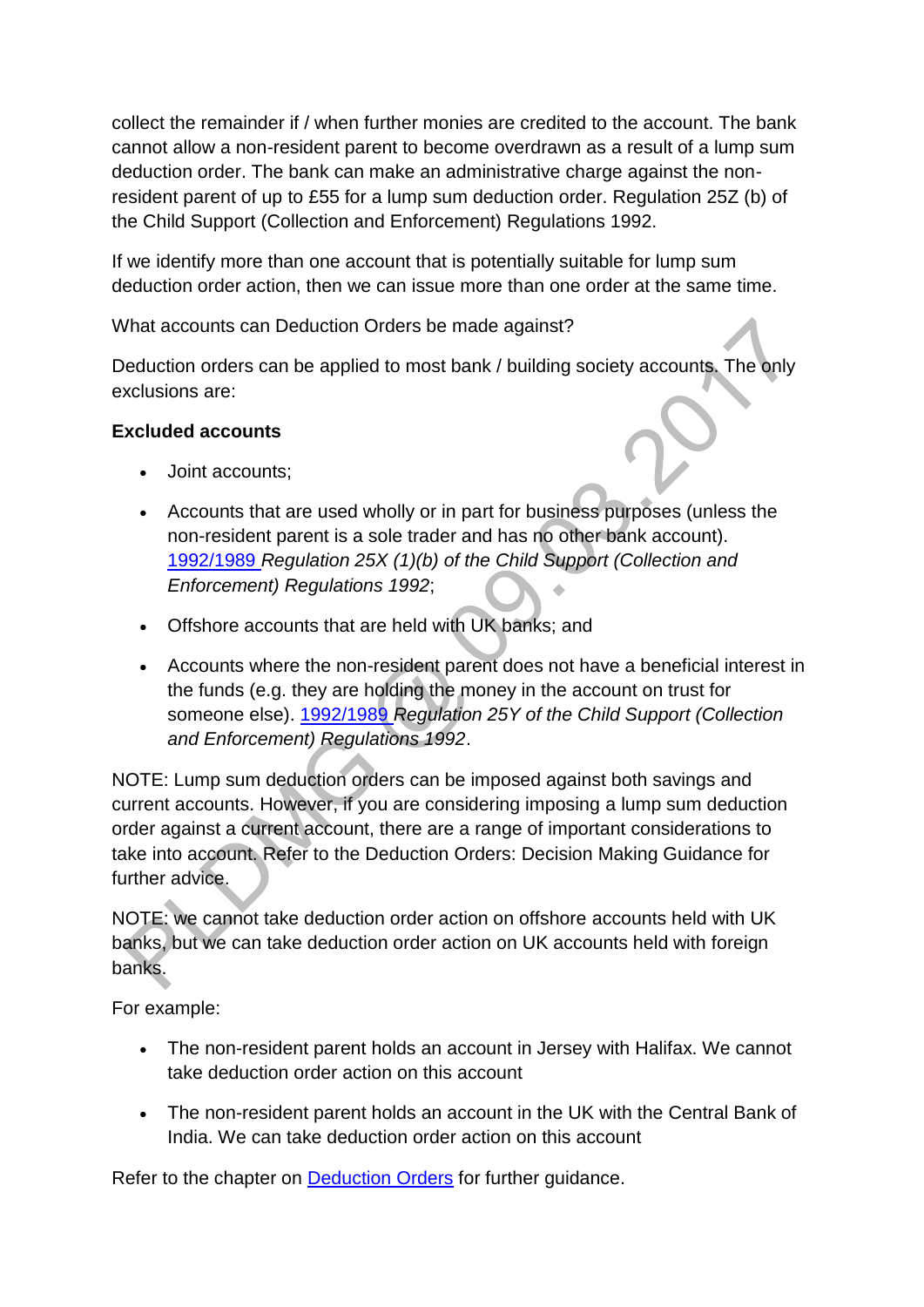collect the remainder if / when further monies are credited to the account. The bank cannot allow a non-resident parent to become overdrawn as a result of a lump sum deduction order. The bank can make an administrative charge against the non-resident parent of up to £55 for a lump sum deduction order. Regulation 25Z (b) of the Child Support (Collection and Enforcement) Regulations 1992.

If we identify more than one account that is potentially suitable for lump sum deduction order action, then we can issue more than one order at the same time.

What accounts can Deduction Orders be made against?

Deduction orders can be applied to most bank / building society accounts. The only exclusions are:

**Excluded accounts**

- Joint accounts;
- Accounts that are used wholly or in part for business purposes (unless the non-resident parent is a sole trader and has no other bank account). [1992/1989](#) *Regulation 25X (1)(b) of the Child Support (Collection and Enforcement) Regulations 1992*;
- Offshore accounts that are held with UK banks; and
- Accounts where the non-resident parent does not have a beneficial interest in the funds (e.g. they are holding the money in the account on trust for someone else). [1992/1989](#) *Regulation 25Y of the Child Support (Collection and Enforcement) Regulations 1992*.

NOTE: Lump sum deduction orders can be imposed against both savings and current accounts. However, if you are considering imposing a lump sum deduction order against a current account, there are a range of important considerations to take into account. Refer to the Deduction Orders: Decision Making Guidance for further advice.

NOTE: we cannot take deduction order action on offshore accounts held with UK banks, but we can take deduction order action on UK accounts held with foreign banks.

For example:

- The non-resident parent holds an account in Jersey with Halifax. We cannot take deduction order action on this account
- The non-resident parent holds an account in the UK with the Central Bank of India. We can take deduction order action on this account

Refer to the chapter on [Deduction Orders](#) for further guidance.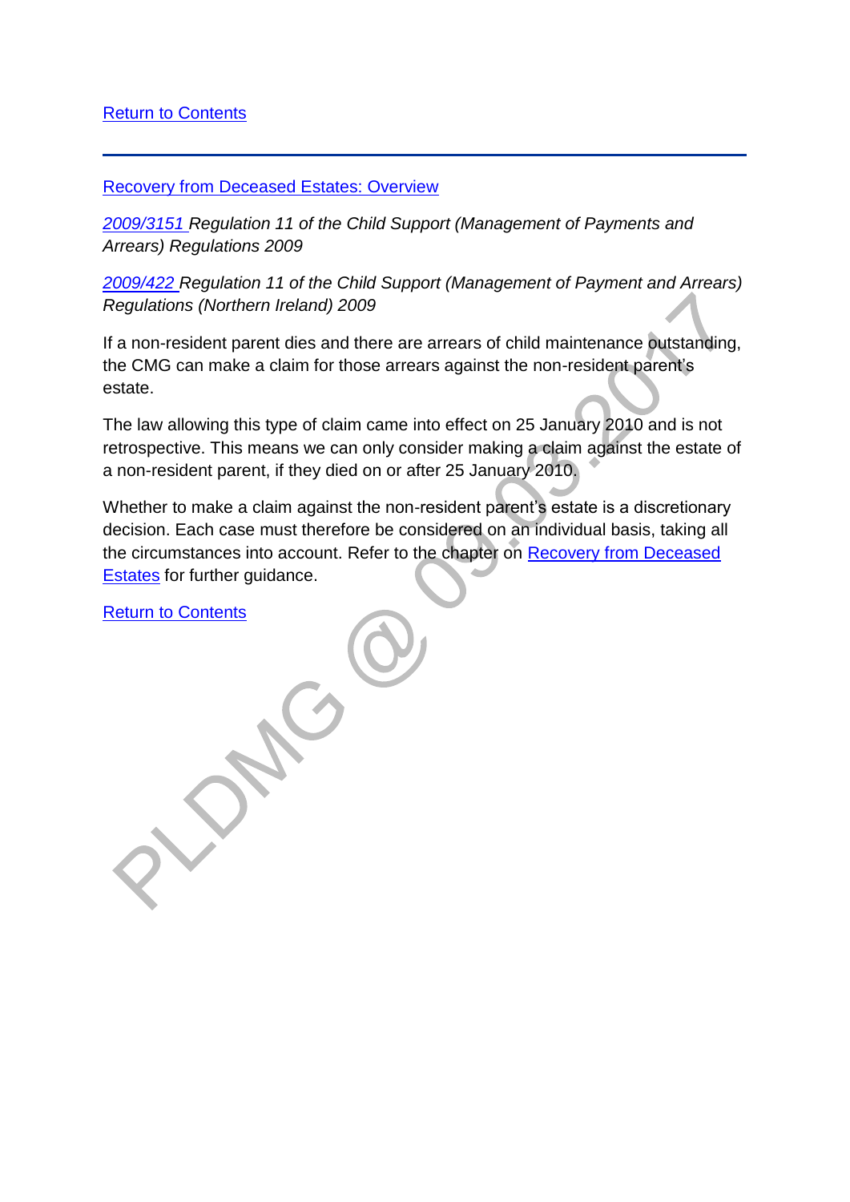Return to Contents

---

Recovery from Deceased Estates: Overview

*2009/3151 Regulation 11 of the Child Support (Management of Payments and Arrears) Regulations 2009*

*2009/422 Regulation 11 of the Child Support (Management of Payment and Arrears) Regulations (Northern Ireland) 2009*

If a non-resident parent dies and there are arrears of child maintenance outstanding, the CMG can make a claim for those arrears against the non-resident parent's estate.

The law allowing this type of claim came into effect on 25 January 2010 and is not retrospective. This means we can only consider making a claim against the estate of a non-resident parent, if they died on or after 25 January 2010.

Whether to make a claim against the non-resident parent's estate is a discretionary decision. Each case must therefore be considered on an individual basis, taking all the circumstances into account. Refer to the chapter on Recovery from Deceased Estates for further guidance.

Return to Contents